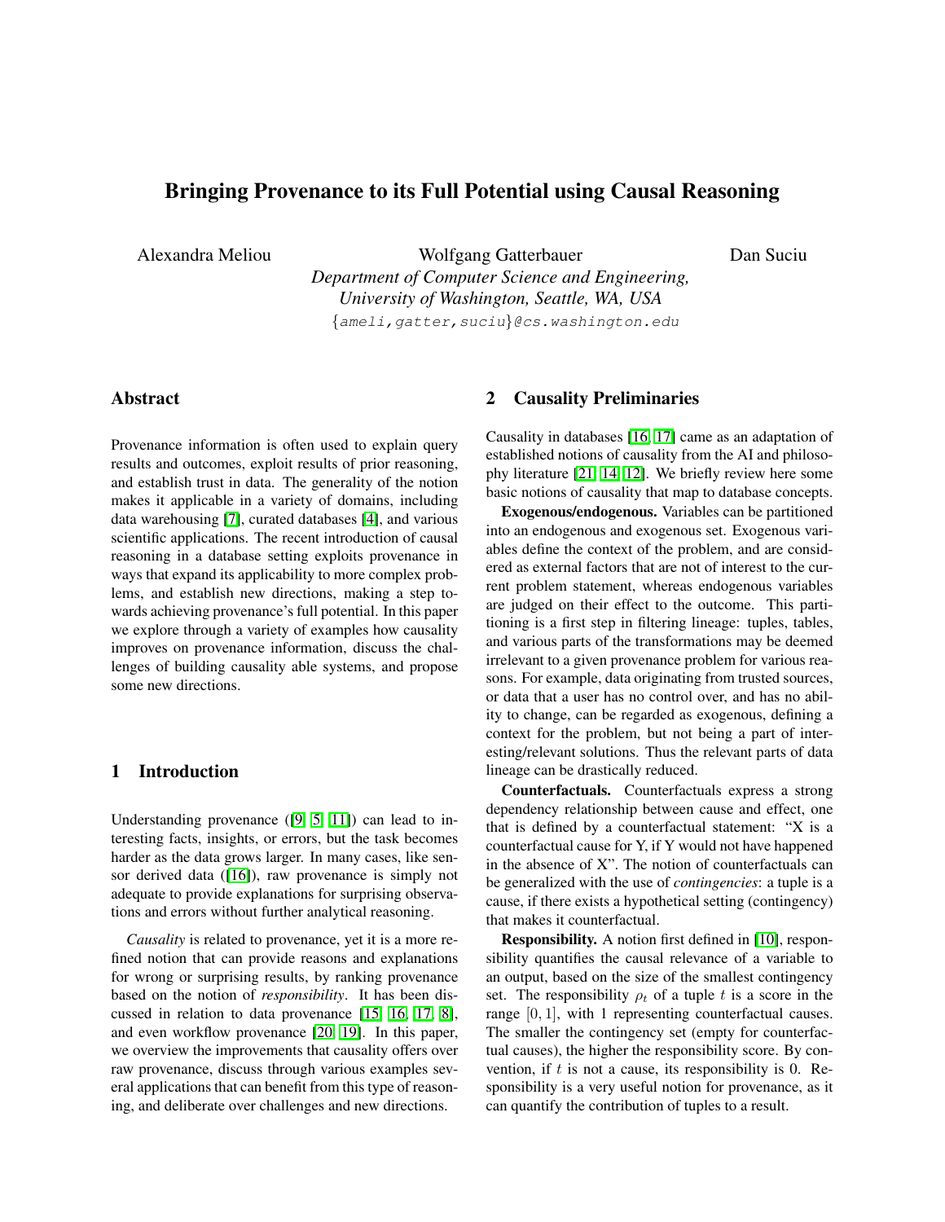# Bringing Provenance to its Full Potential using Causal Reasoning

Alexandra Meliou Wolfgang Gatterbauer Dan Suciu

*Department of Computer Science and Engineering, University of Washington, Seattle, WA, USA*

{ameli,gatter,suciu}@cs.washington.edu

## Abstract

Provenance information is often used to explain query results and outcomes, exploit results of prior reasoning, and establish trust in data. The generality of the notion makes it applicable in a variety of domains, including data warehousing [7], curated databases [4], and various scientific applications. The recent introduction of causal reasoning in a database setting exploits provenance in ways that expand its applicability to more complex problems, and establish new directions, making a step towards achieving provenance's full potential. In this paper we explore through a variety of examples how causality improves on provenance information, discuss the challenges of building causality able systems, and propose some new directions.

## 1 Introduction

Understanding provenance ([9, 5, 11]) can lead to interesting facts, insights, or errors, but the task becomes harder as the data grows larger. In many cases, like sensor derived data ([16]), raw provenance is simply not adequate to provide explanations for surprising observations and errors without further analytical reasoning.

*Causality* is related to provenance, yet it is a more refined notion that can provide reasons and explanations for wrong or surprising results, by ranking provenance based on the notion of *responsibility*. It has been discussed in relation to data provenance [15, 16, 17, 8], and even workflow provenance [20, 19]. In this paper, we overview the improvements that causality offers over raw provenance, discuss through various examples several applications that can benefit from this type of reasoning, and deliberate over challenges and new directions.

## 2 Causality Preliminaries

Causality in databases [16, 17] came as an adaptation of established notions of causality from the AI and philosophy literature [21, 14, 12]. We briefly review here some basic notions of causality that map to database concepts.

**Exogenous/endogenous.** Variables can be partitioned into an endogenous and exogenous set. Exogenous variables define the context of the problem, and are considered as external factors that are not of interest to the current problem statement, whereas endogenous variables are judged on their effect to the outcome. This partitioning is a first step in filtering lineage: tuples, tables, and various parts of the transformations may be deemed irrelevant to a given provenance problem for various reasons. For example, data originating from trusted sources, or data that a user has no control over, and has no ability to change, can be regarded as exogenous, defining a context for the problem, but not being a part of interesting/relevant solutions. Thus the relevant parts of data lineage can be drastically reduced.

**Counterfactuals.** Counterfactuals express a strong dependency relationship between cause and effect, one that is defined by a counterfactual statement: "X is a counterfactual cause for Y, if Y would not have happened in the absence of X". The notion of counterfactuals can be generalized with the use of *contingencies*: a tuple is a cause, if there exists a hypothetical setting (contingency) that makes it counterfactual.

**Responsibility.** A notion first defined in [10], responsibility quantifies the causal relevance of a variable to an output, based on the size of the smallest contingency set. The responsibility $\rho_t$ of a tuple $t$ is a score in the range $[0, 1]$, with 1 representing counterfactual causes. The smaller the contingency set (empty for counterfactual causes), the higher the responsibility score. By convention, if $t$ is not a cause, its responsibility is 0. Responsibility is a very useful notion for provenance, as it can quantify the contribution of tuples to a result.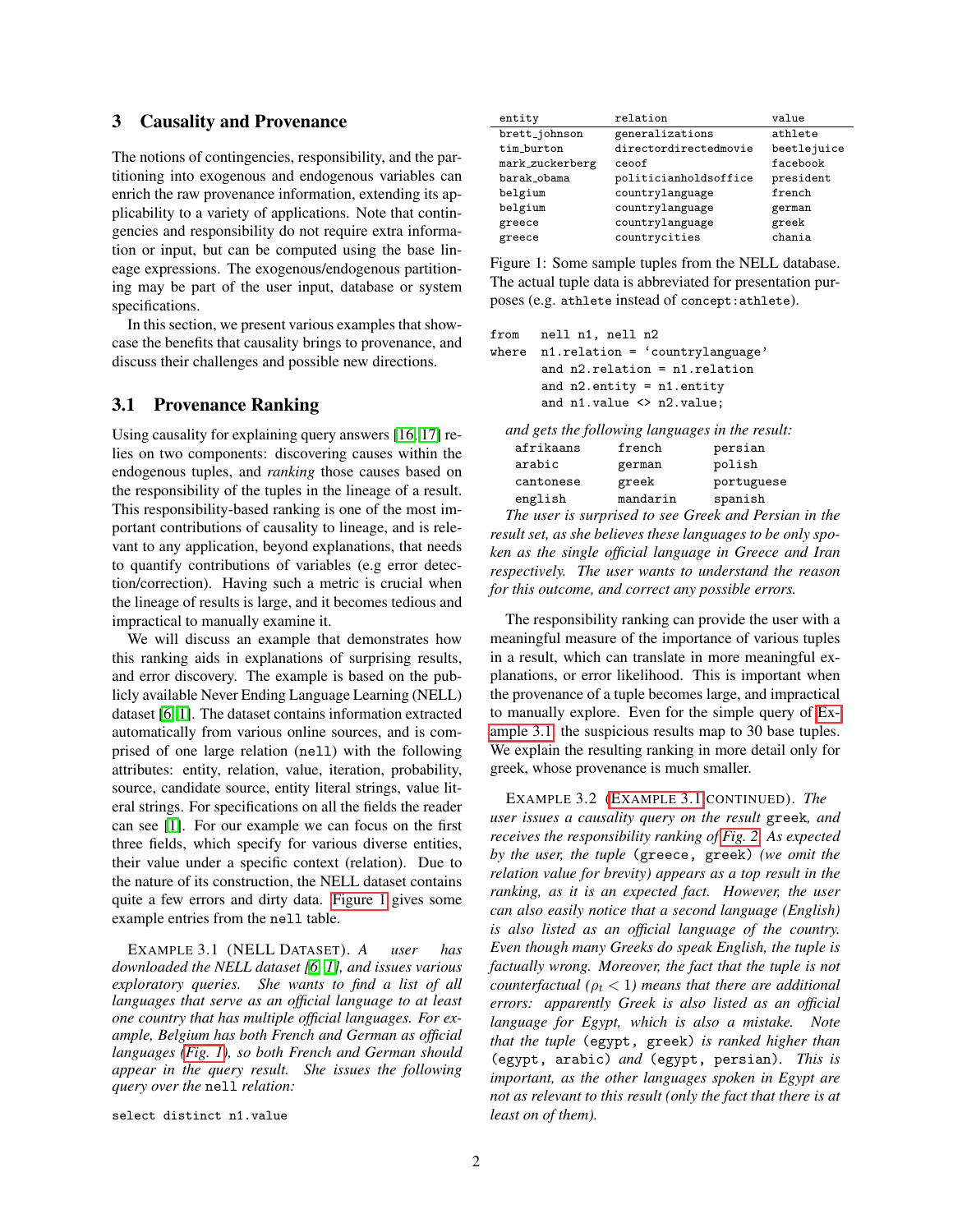## 3 Causality and Provenance

The notions of contingencies, responsibility, and the partitioning into exogenous and endogenous variables can enrich the raw provenance information, extending its applicability to a variety of applications. Note that contingencies and responsibility do not require extra information or input, but can be computed using the base lineage expressions. The exogenous/endogenous partitioning may be part of the user input, database or system specifications.

In this section, we present various examples that showcase the benefits that causality brings to provenance, and discuss their challenges and possible new directions.

### 3.1 Provenance Ranking

Using causality for explaining query answers [16, 17] relies on two components: discovering causes within the endogenous tuples, and *ranking* those causes based on the responsibility of the tuples in the lineage of a result. This responsibility-based ranking is one of the most important contributions of causality to lineage, and is relevant to any application, beyond explanations, that needs to quantify contributions of variables (e.g error detection/correction). Having such a metric is crucial when the lineage of results is large, and it becomes tedious and impractical to manually examine it.

We will discuss an example that demonstrates how this ranking aids in explanations of surprising results, and error discovery. The example is based on the publicly available Never Ending Language Learning (NELL) dataset [6, 1]. The dataset contains information extracted automatically from various online sources, and is comprised of one large relation (`nell`) with the following attributes: entity, relation, value, iteration, probability, source, candidate source, entity literal strings, value literal strings. For specifications on all the fields the reader can see [1]. For our example we can focus on the first three fields, which specify for various diverse entities, their value under a specific context (relation). Due to the nature of its construction, the NELL dataset contains quite a few errors and dirty data. Figure 1 gives some example entries from the `nell` table.

| entity | relation | value |
|---|---|---|
| brett_johnson | generalizations | athlete |
| tim_burton | directordirectedmovie | beetlejuice |
| mark_zuckerberg | ceoof | facebook |
| barak_obama | politicianholdsoffice | president |
| belgium | countrylanguage | french |
| belgium | countrylanguage | german |
| greece | countrylanguage | greek |
| greece | countrycities | chania |

Figure 1: Some sample tuples from the NELL database. The actual tuple data is abbreviated for presentation purposes (e.g. `athlete` instead of `concept:athlete`).

Example 3.1 (NELL Dataset). *A user has downloaded the NELL dataset [6, 1], and issues various exploratory queries. She wants to find a list of all languages that serve as an official language to at least one country that has multiple official languages. For example, Belgium has both French and German as official languages (Fig. 1), so both French and German should appear in the query result. She issues the following query over the* `nell` *relation:*

```
select distinct n1.value
from   nell n1, nell n2
where  n1.relation = ‘countrylanguage’
       and n2.relation = n1.relation
       and n2.entity = n1.entity
       and n1.value <> n2.value;
```

*and gets the following languages in the result:*

```
afrikaans    french      persian
arabic       german      polish
cantonese    greek       portuguese
english      mandarin    spanish
```

*The user is surprised to see Greek and Persian in the result set, as she believes these languages to be only spoken as the single official language in Greece and Iran respectively. The user wants to understand the reason for this outcome, and correct any possible errors.*

The responsibility ranking can provide the user with a meaningful measure of the importance of various tuples in a result, which can translate in more meaningful explanations, or error likelihood. This is important when the provenance of a tuple becomes large, and impractical to manually explore. Even for the simple query of Example 3.1 the suspicious results map to 30 base tuples. We explain the resulting ranking in more detail only for greek, whose provenance is much smaller.

Example 3.2 (Example 3.1 continued). *The user issues a causality query on the result* `greek`*, and receives the responsibility ranking of Fig. 2. As expected by the user, the tuple* `(greece, greek)` *(we omit the relation value for brevity) appears as a top result in the ranking, as it is an expected fact. However, the user can also easily notice that a second language (English) is also listed as an official language of the country. Even though many Greeks do speak English, the tuple is factually wrong. Moreover, the fact that the tuple is not counterfactual ($\rho_t < 1$) means that there are additional errors: apparently Greek is also listed as an official language for Egypt, which is also a mistake. Note that the tuple* `(egypt, greek)` *is ranked higher than* `(egypt, arabic)` *and* `(egypt, persian)`*. This is important, as the other languages spoken in Egypt are not as relevant to this result (only the fact that there is at least on of them).*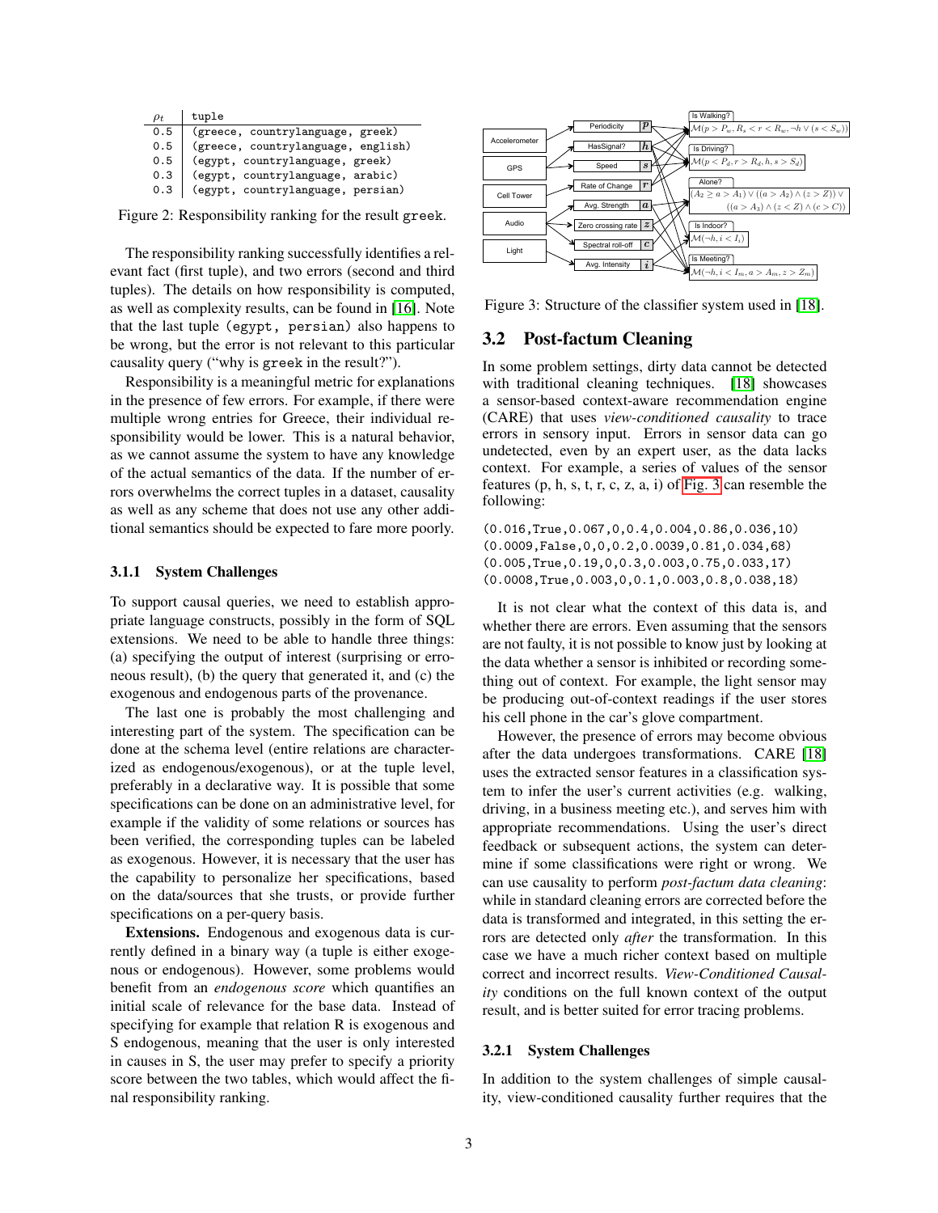| $\rho_t$ | tuple |
|---|---|
| 0.5 | (greece, countrylanguage, greek) |
| 0.5 | (greece, countrylanguage, english) |
| 0.5 | (egypt, countrylanguage, greek) |
| 0.3 | (egypt, countrylanguage, arabic) |
| 0.3 | (egypt, countrylanguage, persian) |

Figure 2: Responsibility ranking for the result greek.

The responsibility ranking successfully identifies a relevant fact (first tuple), and two errors (second and third tuples). The details on how responsibility is computed, as well as complexity results, can be found in [16]. Note that the last tuple (egypt, persian) also happens to be wrong, but the error is not relevant to this particular causality query ("why is greek in the result?").

Responsibility is a meaningful metric for explanations in the presence of few errors. For example, if there were multiple wrong entries for Greece, their individual responsibility would be lower. This is a natural behavior, as we cannot assume the system to have any knowledge of the actual semantics of the data. If the number of errors overwhelms the correct tuples in a dataset, causality as well as any scheme that does not use any other additional semantics should be expected to fare more poorly.

### 3.1.1 System Challenges

To support causal queries, we need to establish appropriate language constructs, possibly in the form of SQL extensions. We need to be able to handle three things: (a) specifying the output of interest (surprising or erroneous result), (b) the query that generated it, and (c) the exogenous and endogenous parts of the provenance.

The last one is probably the most challenging and interesting part of the system. The specification can be done at the schema level (entire relations are characterized as endogenous/exogenous), or at the tuple level, preferably in a declarative way. It is possible that some specifications can be done on an administrative level, for example if the validity of some relations or sources has been verified, the corresponding tuples can be labeled as exogenous. However, it is necessary that the user has the capability to personalize her specifications, based on the data/sources that she trusts, or provide further specifications on a per-query basis.

**Extensions.** Endogenous and exogenous data is currently defined in a binary way (a tuple is either exogenous or endogenous). However, some problems would benefit from an *endogenous score* which quantifies an initial scale of relevance for the base data. Instead of specifying for example that relation R is exogenous and S endogenous, meaning that the user is only interested in causes in S, the user may prefer to specify a priority score between the two tables, which would affect the final responsibility ranking.

Figure 3: Structure of the classifier system used in [18].

## 3.2 Post-factum Cleaning

In some problem settings, dirty data cannot be detected with traditional cleaning techniques. [18] showcases a sensor-based context-aware recommendation engine (CARE) that uses *view-conditioned causality* to trace errors in sensory input. Errors in sensor data can go undetected, even by an expert user, as the data lacks context. For example, a series of values of the sensor features (p, h, s, t, r, c, z, a, i) of Fig. 3 can resemble the following:

```
(0.016,True,0.067,0,0.4,0.004,0.86,0.036,10)
(0.0009,False,0,0,0.2,0.0039,0.81,0.034,68)
(0.005,True,0.19,0,0.3,0.003,0.75,0.033,17)
(0.0008,True,0.003,0,0.1,0.003,0.8,0.038,18)
```

It is not clear what the context of this data is, and whether there are errors. Even assuming that the sensors are not faulty, it is not possible to know just by looking at the data whether a sensor is inhibited or recording something out of context. For example, the light sensor may be producing out-of-context readings if the user stores his cell phone in the car's glove compartment.

However, the presence of errors may become obvious after the data undergoes transformations. CARE [18] uses the extracted sensor features in a classification system to infer the user's current activities (e.g. walking, driving, in a business meeting etc.), and serves him with appropriate recommendations. Using the user's direct feedback or subsequent actions, the system can determine if some classifications were right or wrong. We can use causality to perform *post-factum data cleaning*: while in standard cleaning errors are corrected before the data is transformed and integrated, in this setting the errors are detected only *after* the transformation. In this case we have a much richer context based on multiple correct and incorrect results. *View-Conditioned Causality* conditions on the full known context of the output result, and is better suited for error tracing problems.

### 3.2.1 System Challenges

In addition to the system challenges of simple causality, view-conditioned causality further requires that the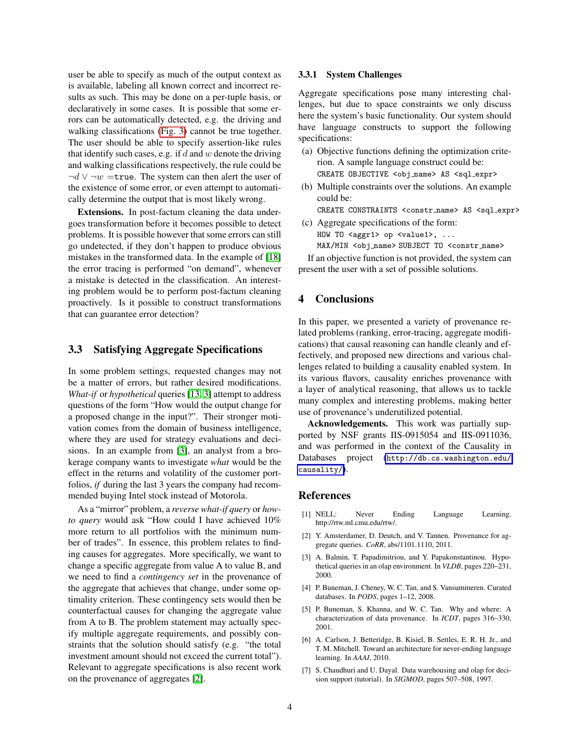user be able to specify as much of the output context as is available, labeling all known correct and incorrect results as such. This may be done on a per-tuple basis, or declaratively in some cases. It is possible that some errors can be automatically detected, e.g. the driving and walking classifications (Fig. 3) cannot be true together. The user should be able to specify assertion-like rules that identify such cases, e.g. if $d$ and $w$ denote the driving and walking classifications respectively, the rule could be $\neg d \vee \neg w =$ `true`. The system can then alert the user of the existence of some error, or even attempt to automatically determine the output that is most likely wrong.

**Extensions.** In post-factum cleaning the data undergoes transformation before it becomes possible to detect problems. It is possible however that some errors can still go undetected, if they don't happen to produce obvious mistakes in the transformed data. In the example of [18] the error tracing is performed "on demand", whenever a mistake is detected in the classification. An interesting problem would be to perform post-factum cleaning proactively. Is it possible to construct transformations that can guarantee error detection?

## 3.3 Satisfying Aggregate Specifications

In some problem settings, requested changes may not be a matter of errors, but rather desired modifications. *What-if* or *hypothetical* queries [13, 3] attempt to address questions of the form "How would the output change for a proposed change in the input?". Their stronger motivation comes from the domain of business intelligence, where they are used for strategy evaluations and decisions. In an example from [3], an analyst from a brokerage company wants to investigate *what* would be the effect in the returns and volatility of the customer portfolios, *if* during the last 3 years the company had recommended buying Intel stock instead of Motorola.

As a "mirror" problem, a *reverse what-if query* or *how-to query* would ask "How could I have achieved 10% more return to all portfolios with the minimum number of trades". In essence, this problem relates to finding causes for aggregates. More specifically, we want to change a specific aggregate from value A to value B, and we need to find a *contingency set* in the provenance of the aggregate that achieves that change, under some optimality criterion. These contingency sets would then be counterfactual causes for changing the aggregate value from A to B. The problem statement may actually specify multiple aggregate requirements, and possibly constraints that the solution should satisfy (e.g. "the total investment amount should not exceed the current total"). Relevant to aggregate specifications is also recent work on the provenance of aggregates [2].

### 3.3.1 System Challenges

Aggregate specifications pose many interesting challenges, but due to space constraints we only discuss here the system's basic functionality. Our system should have language constructs to support the following specifications:

(a) Objective functions defining the optimization criterion. A sample language construct could be:
`CREATE OBJECTIVE <obj_name> AS <sql_expr>`

(b) Multiple constraints over the solutions. An example could be:
`CREATE CONSTRAINTS <constr_name> AS <sql_expr>`

(c) Aggregate specifications of the form:
`HOW TO <aggr1> op <value1>, ...`
`MAX/MIN <obj_name> SUBJECT TO <constr_name>`

If an objective function is not provided, the system can present the user with a set of possible solutions.

## 4 Conclusions

In this paper, we presented a variety of provenance related problems (ranking, error-tracing, aggregate modifications) that causal reasoning can handle cleanly and effectively, and proposed new directions and various challenges related to building a causality enabled system. In its various flavors, causality enriches provenance with a layer of analytical reasoning, that allows us to tackle many complex and interesting problems, making better use of provenance's underutilized potential.

**Acknowledgements.** This work was partially supported by NSF grants IIS-0915054 and IIS-0911036, and was performed in the context of the Causality in Databases project (`http://db.cs.washington.edu/causality/`).

## References

[1] NELL: Never Ending Language Learning. http://rtw.ml.cmu.edu/rtw/.

[2] Y. Amsterdamer, D. Deutch, and V. Tannen. Provenance for aggregate queries. *CoRR*, abs/1101.1110, 2011.

[3] A. Balmin, T. Papadimitriou, and Y. Papakonstantinou. Hypothetical queries in an olap environment. In *VLDB*, pages 220–231, 2000.

[4] P. Buneman, J. Cheney, W. C. Tan, and S. Vansummeren. Curated databases. In *PODS*, pages 1–12, 2008.

[5] P. Buneman, S. Khanna, and W. C. Tan. Why and where: A characterization of data provenance. In *ICDT*, pages 316–330, 2001.

[6] A. Carlson, J. Betteridge, B. Kisiel, B. Settles, E. R. H. Jr., and T. M. Mitchell. Toward an architecture for never-ending language learning. In *AAAI*, 2010.

[7] S. Chaudhuri and U. Dayal. Data warehousing and olap for decision support (tutorial). In *SIGMOD*, pages 507–508, 1997.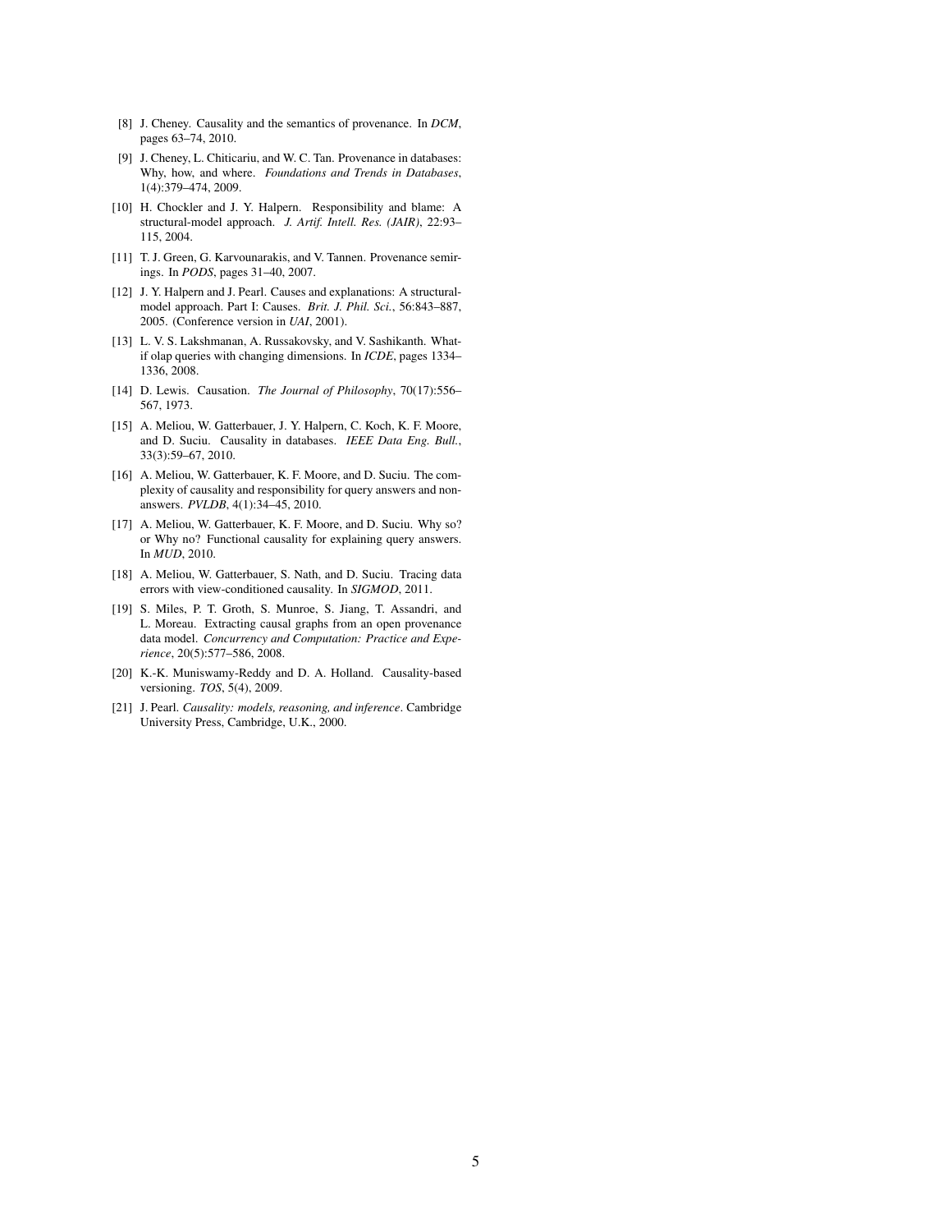[8] J. Cheney. Causality and the semantics of provenance. In *DCM*, pages 63–74, 2010.

[9] J. Cheney, L. Chiticariu, and W. C. Tan. Provenance in databases: Why, how, and where. *Foundations and Trends in Databases*, 1(4):379–474, 2009.

[10] H. Chockler and J. Y. Halpern. Responsibility and blame: A structural-model approach. *J. Artif. Intell. Res. (JAIR)*, 22:93–115, 2004.

[11] T. J. Green, G. Karvounarakis, and V. Tannen. Provenance semirings. In *PODS*, pages 31–40, 2007.

[12] J. Y. Halpern and J. Pearl. Causes and explanations: A structural-model approach. Part I: Causes. *Brit. J. Phil. Sci.*, 56:843–887, 2005. (Conference version in *UAI*, 2001).

[13] L. V. S. Lakshmanan, A. Russakovsky, and V. Sashikanth. What-if olap queries with changing dimensions. In *ICDE*, pages 1334–1336, 2008.

[14] D. Lewis. Causation. *The Journal of Philosophy*, 70(17):556–567, 1973.

[15] A. Meliou, W. Gatterbauer, J. Y. Halpern, C. Koch, K. F. Moore, and D. Suciu. Causality in databases. *IEEE Data Eng. Bull.*, 33(3):59–67, 2010.

[16] A. Meliou, W. Gatterbauer, K. F. Moore, and D. Suciu. The complexity of causality and responsibility for query answers and non-answers. *PVLDB*, 4(1):34–45, 2010.

[17] A. Meliou, W. Gatterbauer, K. F. Moore, and D. Suciu. Why so? or Why no? Functional causality for explaining query answers. In *MUD*, 2010.

[18] A. Meliou, W. Gatterbauer, S. Nath, and D. Suciu. Tracing data errors with view-conditioned causality. In *SIGMOD*, 2011.

[19] S. Miles, P. T. Groth, S. Munroe, S. Jiang, T. Assandri, and L. Moreau. Extracting causal graphs from an open provenance data model. *Concurrency and Computation: Practice and Experience*, 20(5):577–586, 2008.

[20] K.-K. Muniswamy-Reddy and D. A. Holland. Causality-based versioning. *TOS*, 5(4), 2009.

[21] J. Pearl. *Causality: models, reasoning, and inference*. Cambridge University Press, Cambridge, U.K., 2000.